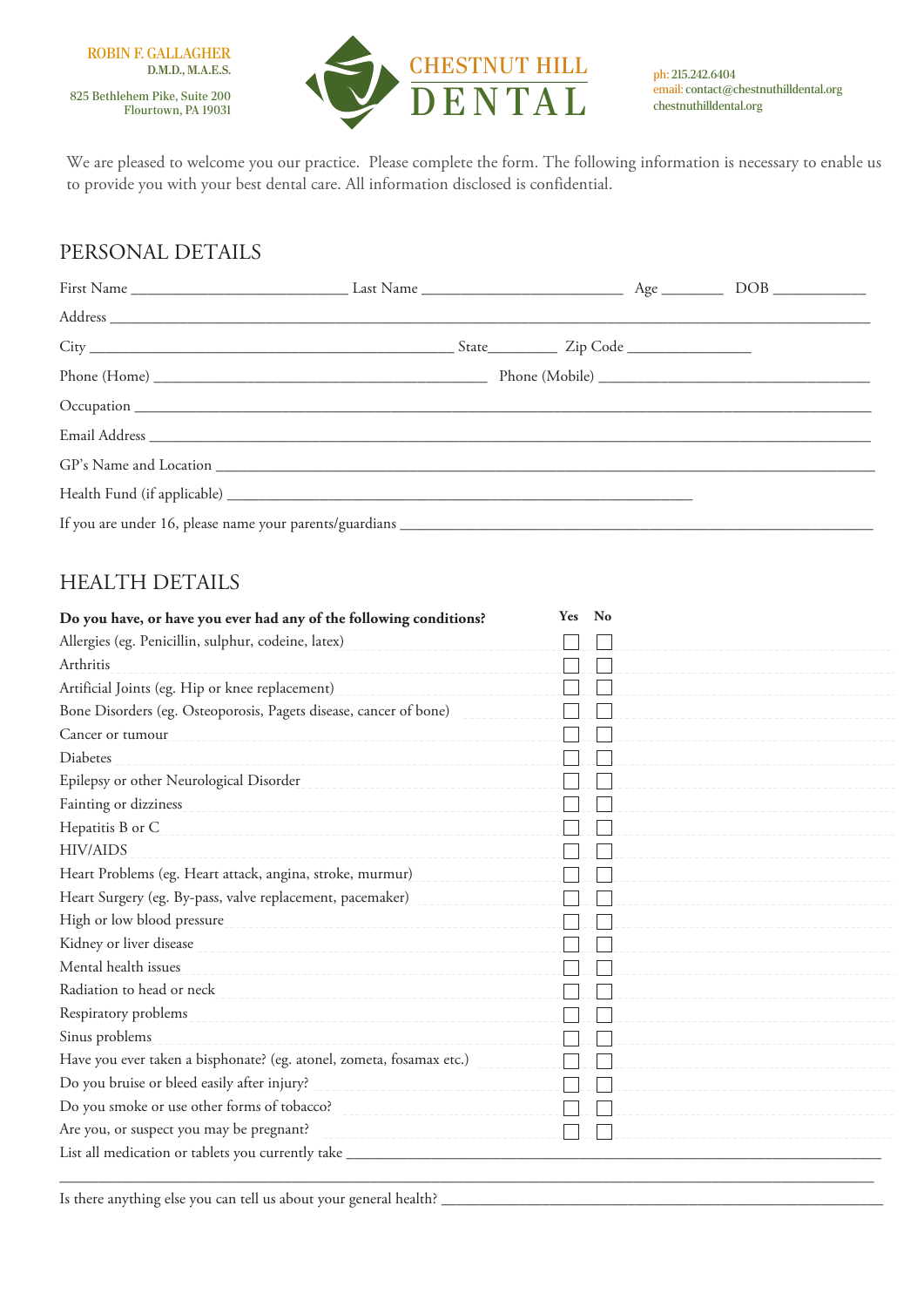ROBIN F. GALLAGHER
D.M.D., M.A.E.S.

825 Bethlehem Pike, Suite 200
Flourtown, PA 19031

CHESTNUT HILL
DENTAL

ph: 215.242.6404
email: contact@chestnuthilldental.org
chestnuthilldental.org

We are pleased to welcome you our practice. Please complete the form. The following information is necessary to enable us to provide you with your best dental care. All information disclosed is confidential.

## PERSONAL DETAILS

First Name ___________________________ Last Name _________________________ Age ________ DOB ____________

Address ______________________________________________________________________________________________

City _____________________________________________ State_________ Zip Code ________________

Phone (Home) _________________________________________ Phone (Mobile) __________________________________

Occupation ___________________________________________________________________________________________

Email Address ________________________________________________________________________________________

GP's Name and Location _____________________________________________________________________________

Health Fund (if applicable) ______________________________________________________________

If you are under 16, please name your parents/guardians ______________________________________________________

## HEALTH DETAILS

| **Do you have, or have you ever had any of the following conditions?** | **Yes** | **No** |
|---|---|---|
| Allergies (eg. Penicillin, sulphur, codeine, latex) | ☐ | ☐ |
| Arthritis | ☐ | ☐ |
| Artificial Joints (eg. Hip or knee replacement) | ☐ | ☐ |
| Bone Disorders (eg. Osteoporosis, Pagets disease, cancer of bone) | ☐ | ☐ |
| Cancer or tumour | ☐ | ☐ |
| Diabetes | ☐ | ☐ |
| Epilepsy or other Neurological Disorder | ☐ | ☐ |
| Fainting or dizziness | ☐ | ☐ |
| Hepatitis B or C | ☐ | ☐ |
| HIV/AIDS | ☐ | ☐ |
| Heart Problems (eg. Heart attack, angina, stroke, murmur) | ☐ | ☐ |
| Heart Surgery (eg. By-pass, valve replacement, pacemaker) | ☐ | ☐ |
| High or low blood pressure | ☐ | ☐ |
| Kidney or liver disease | ☐ | ☐ |
| Mental health issues | ☐ | ☐ |
| Radiation to head or neck | ☐ | ☐ |
| Respiratory problems | ☐ | ☐ |
| Sinus problems | ☐ | ☐ |
| Have you ever taken a bisphonate? (eg. atonel, zometa, fosamax etc.) | ☐ | ☐ |
| Do you bruise or bleed easily after injury? | ☐ | ☐ |
| Do you smoke or use other forms of tobacco? | ☐ | ☐ |
| Are you, or suspect you may be pregnant? | ☐ | ☐ |

List all medication or tablets you currently take ______________________________________________________________

_____________________________________________________________________________________________________

Is there anything else you can tell us about your general health? ________________________________________________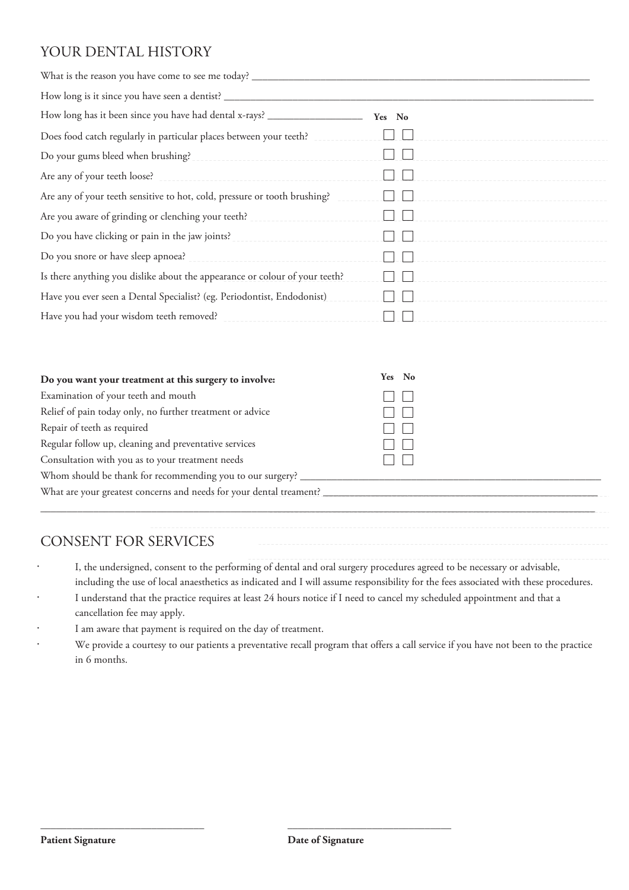## YOUR DENTAL HISTORY

What is the reason you have come to see me today? ___________________________________________

How long is it since you have seen a dentist? ___________________________________________

How long has it been since you have had dental x-rays? ___________________

| | Yes | No |
|---|---|---|
| Does food catch regularly in particular places between your teeth? | ☐ | ☐ |
| Do your gums bleed when brushing? | ☐ | ☐ |
| Are any of your teeth loose? | ☐ | ☐ |
| Are any of your teeth sensitive to hot, cold, pressure or tooth brushing? | ☐ | ☐ |
| Are you aware of grinding or clenching your teeth? | ☐ | ☐ |
| Do you have clicking or pain in the jaw joints? | ☐ | ☐ |
| Do you snore or have sleep apnoea? | ☐ | ☐ |
| Is there anything you dislike about the appearance or colour of your teeth? | ☐ | ☐ |
| Have you ever seen a Dental Specialist? (eg. Periodontist, Endodonist) | ☐ | ☐ |
| Have you had your wisdom teeth removed? | ☐ | ☐ |

| **Do you want your treatment at this surgery to involve:** | **Yes** | **No** |
|---|---|---|
| Examination of your teeth and mouth | ☐ | ☐ |
| Relief of pain today only, no further treatment or advice | ☐ | ☐ |
| Repair of teeth as required | ☐ | ☐ |
| Regular follow up, cleaning and preventative services | ☐ | ☐ |
| Consultation with you as to your treatment needs | ☐ | ☐ |

Whom should be thank for recommending you to our surgery? ___________________________________________

What are your greatest concerns and needs for your dental treament? ___________________________________________

___________________________________________

## CONSENT FOR SERVICES

- I, the undersigned, consent to the performing of dental and oral surgery procedures agreed to be necessary or advisable, including the use of local anaesthetics as indicated and I will assume responsibility for the fees associated with these procedures.
- I understand that the practice requires at least 24 hours notice if I need to cancel my scheduled appointment and that a cancellation fee may apply.
- I am aware that payment is required on the day of treatment.
- We provide a courtesy to our patients a preventative recall program that offers a call service if you have not been to the practice in 6 months.

_______________________________ _______________________________

**Patient Signature** **Date of Signature**